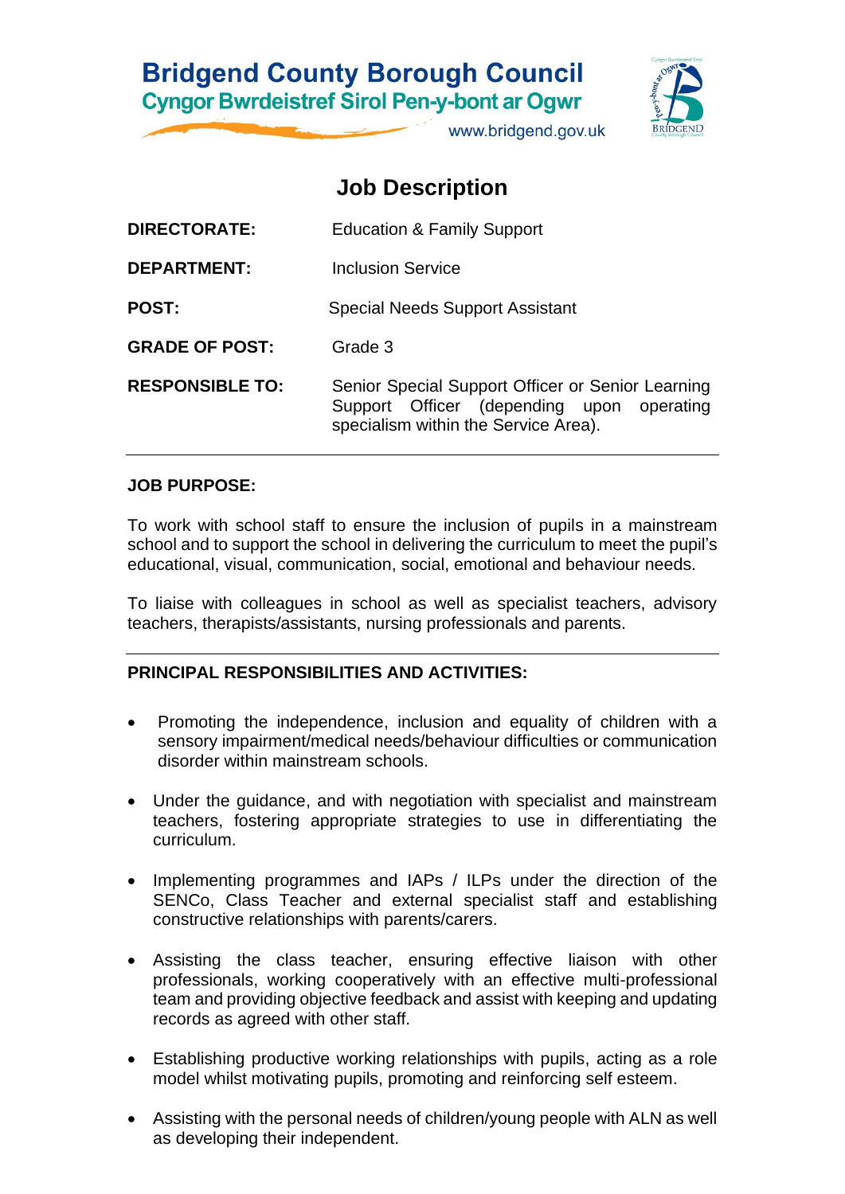**Bridgend County Borough Council**
**Cyngor Bwrdeistref Sirol Pen-y-bont ar Ogwr**
www.bridgend.gov.uk

# Job Description

| | |
|---|---|
| **DIRECTORATE:** | Education & Family Support |
| **DEPARTMENT:** | Inclusion Service |
| **POST:** | Special Needs Support Assistant |
| **GRADE OF POST:** | Grade 3 |
| **RESPONSIBLE TO:** | Senior Special Support Officer or Senior Learning Support Officer (depending upon operating specialism within the Service Area). |

---

**JOB PURPOSE:**

To work with school staff to ensure the inclusion of pupils in a mainstream school and to support the school in delivering the curriculum to meet the pupil's educational, visual, communication, social, emotional and behaviour needs.

To liaise with colleagues in school as well as specialist teachers, advisory teachers, therapists/assistants, nursing professionals and parents.

---

**PRINCIPAL RESPONSIBILITIES AND ACTIVITIES:**

- Promoting the independence, inclusion and equality of children with a sensory impairment/medical needs/behaviour difficulties or communication disorder within mainstream schools.
- Under the guidance, and with negotiation with specialist and mainstream teachers, fostering appropriate strategies to use in differentiating the curriculum.
- Implementing programmes and IAPs / ILPs under the direction of the SENCo, Class Teacher and external specialist staff and establishing constructive relationships with parents/carers.
- Assisting the class teacher, ensuring effective liaison with other professionals, working cooperatively with an effective multi-professional team and providing objective feedback and assist with keeping and updating records as agreed with other staff.
- Establishing productive working relationships with pupils, acting as a role model whilst motivating pupils, promoting and reinforcing self esteem.
- Assisting with the personal needs of children/young people with ALN as well as developing their independent.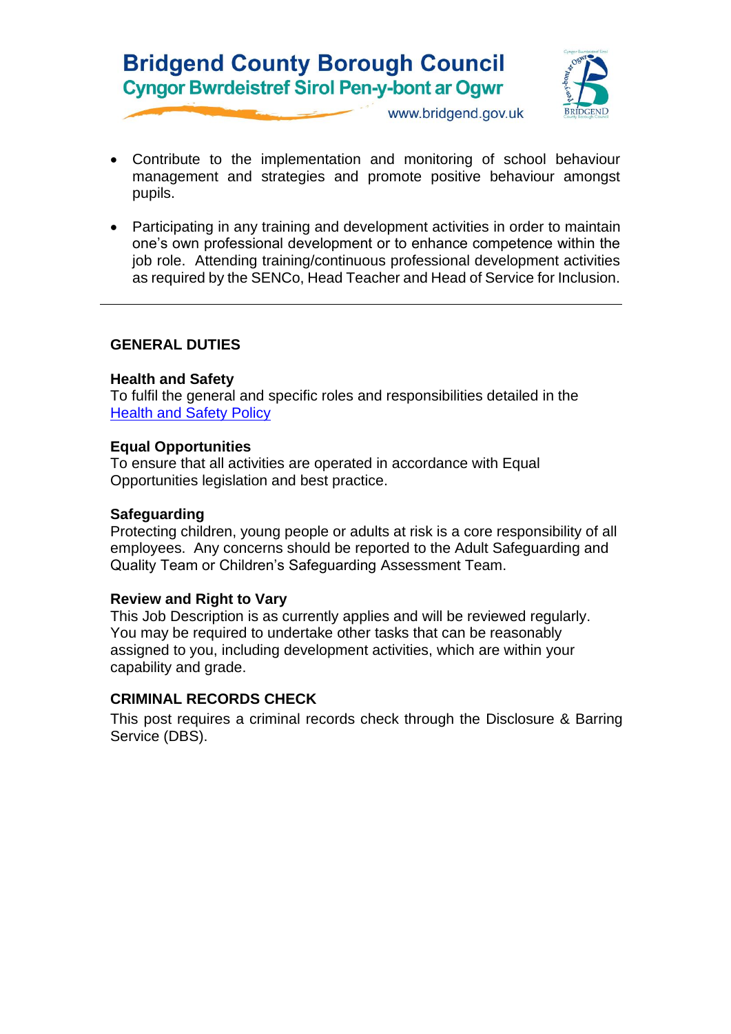- Contribute to the implementation and monitoring of school behaviour management and strategies and promote positive behaviour amongst pupils.

- Participating in any training and development activities in order to maintain one's own professional development or to enhance competence within the job role. Attending training/continuous professional development activities as required by the SENCo, Head Teacher and Head of Service for Inclusion.

---

## GENERAL DUTIES

**Health and Safety**
To fulfil the general and specific roles and responsibilities detailed in the [Health and Safety Policy]()

**Equal Opportunities**
To ensure that all activities are operated in accordance with Equal Opportunities legislation and best practice.

**Safeguarding**
Protecting children, young people or adults at risk is a core responsibility of all employees. Any concerns should be reported to the Adult Safeguarding and Quality Team or Children's Safeguarding Assessment Team.

**Review and Right to Vary**
This Job Description is as currently applies and will be reviewed regularly. You may be required to undertake other tasks that can be reasonably assigned to you, including development activities, which are within your capability and grade.

## CRIMINAL RECORDS CHECK

This post requires a criminal records check through the Disclosure & Barring Service (DBS).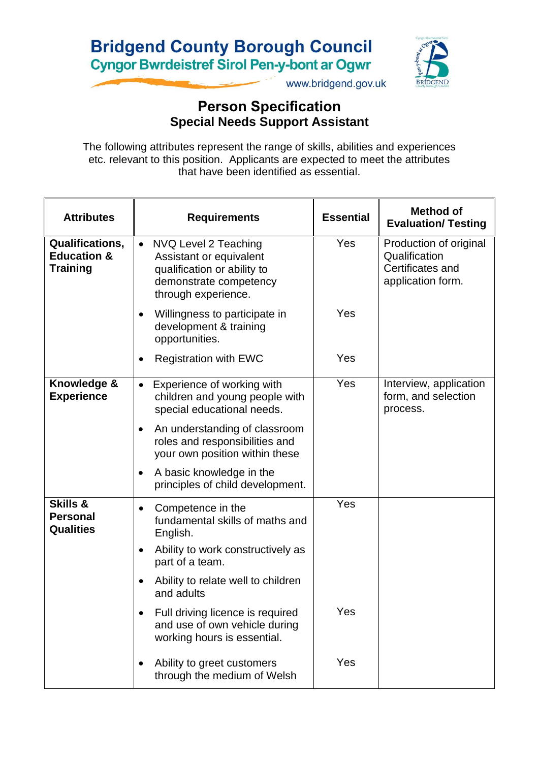# Bridgend County Borough Council

**Cyngor Bwrdeistref Sirol Pen-y-bont ar Ogwr**

www.bridgend.gov.uk

## Person Specification

### Special Needs Support Assistant

The following attributes represent the range of skills, abilities and experiences etc. relevant to this position. Applicants are expected to meet the attributes that have been identified as essential.

| Attributes | Requirements | Essential | Method of Evaluation/ Testing |
|---|---|---|---|
| **Qualifications, Education & Training** | • NVQ Level 2 Teaching Assistant or equivalent qualification or ability to demonstrate competency through experience. | Yes | Production of original Qualification Certificates and application form. |
| | • Willingness to participate in development & training opportunities. | Yes | |
| | • Registration with EWC | Yes | |
| **Knowledge & Experience** | • Experience of working with children and young people with special educational needs. | Yes | Interview, application form, and selection process. |
| | • An understanding of classroom roles and responsibilities and your own position within these | | |
| | • A basic knowledge in the principles of child development. | | |
| **Skills & Personal Qualities** | • Competence in the fundamental skills of maths and English. | Yes | |
| | • Ability to work constructively as part of a team. | | |
| | • Ability to relate well to children and adults | | |
| | • Full driving licence is required and use of own vehicle during working hours is essential. | Yes | |
| | • Ability to greet customers through the medium of Welsh | Yes | |